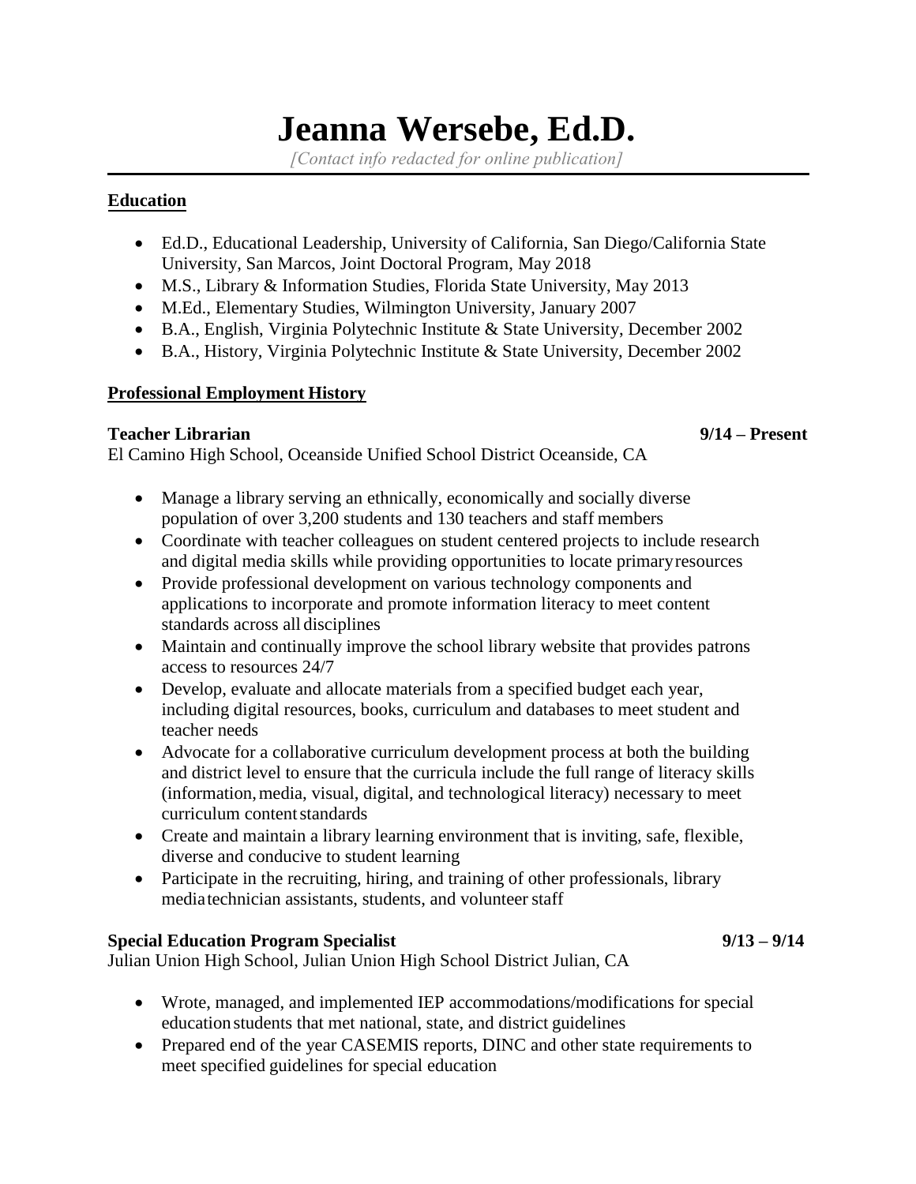# Jeanna Wersebe, Ed.D.

*[Contact info redacted for online publication]*

## Education

- Ed.D., Educational Leadership, University of California, San Diego/California State University, San Marcos, Joint Doctoral Program, May 2018
- M.S., Library & Information Studies, Florida State University, May 2013
- M.Ed., Elementary Studies, Wilmington University, January 2007
- B.A., English, Virginia Polytechnic Institute & State University, December 2002
- B.A., History, Virginia Polytechnic Institute & State University, December 2002

## Professional Employment History

**Teacher Librarian** **9/14 – Present**

El Camino High School, Oceanside Unified School District Oceanside, CA

- Manage a library serving an ethnically, economically and socially diverse population of over 3,200 students and 130 teachers and staff members
- Coordinate with teacher colleagues on student centered projects to include research and digital media skills while providing opportunities to locate primary resources
- Provide professional development on various technology components and applications to incorporate and promote information literacy to meet content standards across all disciplines
- Maintain and continually improve the school library website that provides patrons access to resources 24/7
- Develop, evaluate and allocate materials from a specified budget each year, including digital resources, books, curriculum and databases to meet student and teacher needs
- Advocate for a collaborative curriculum development process at both the building and district level to ensure that the curricula include the full range of literacy skills (information, media, visual, digital, and technological literacy) necessary to meet curriculum content standards
- Create and maintain a library learning environment that is inviting, safe, flexible, diverse and conducive to student learning
- Participate in the recruiting, hiring, and training of other professionals, library media technician assistants, students, and volunteer staff

**Special Education Program Specialist** **9/13 – 9/14**

Julian Union High School, Julian Union High School District Julian, CA

- Wrote, managed, and implemented IEP accommodations/modifications for special education students that met national, state, and district guidelines
- Prepared end of the year CASEMIS reports, DINC and other state requirements to meet specified guidelines for special education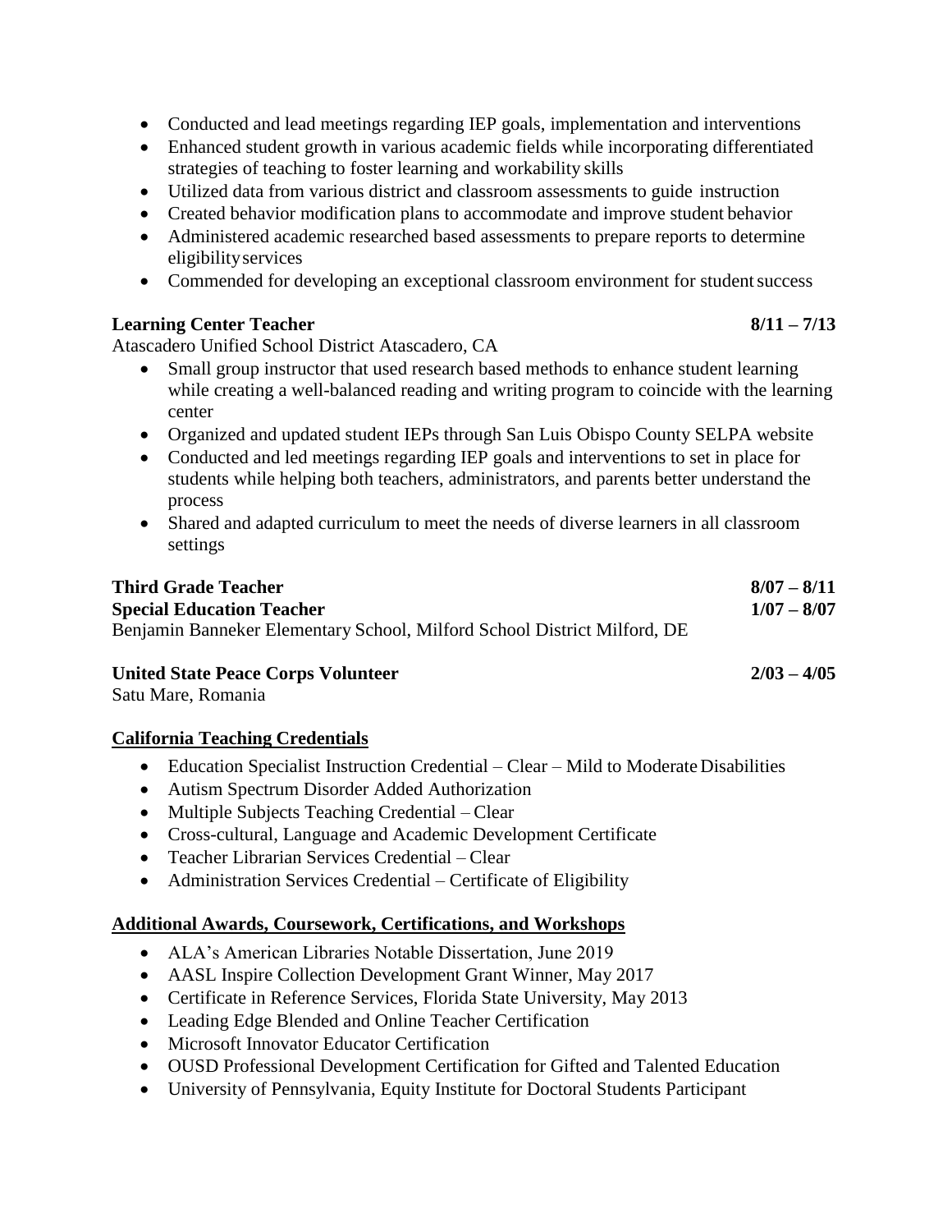- Conducted and lead meetings regarding IEP goals, implementation and interventions
- Enhanced student growth in various academic fields while incorporating differentiated strategies of teaching to foster learning and workability skills
- Utilized data from various district and classroom assessments to guide instruction
- Created behavior modification plans to accommodate and improve student behavior
- Administered academic researched based assessments to prepare reports to determine eligibility services
- Commended for developing an exceptional classroom environment for student success

**Learning Center Teacher** **8/11 – 7/13**

Atascadero Unified School District Atascadero, CA

- Small group instructor that used research based methods to enhance student learning while creating a well-balanced reading and writing program to coincide with the learning center
- Organized and updated student IEPs through San Luis Obispo County SELPA website
- Conducted and led meetings regarding IEP goals and interventions to set in place for students while helping both teachers, administrators, and parents better understand the process
- Shared and adapted curriculum to meet the needs of diverse learners in all classroom settings

**Third Grade Teacher** **8/07 – 8/11**

**Special Education Teacher** **1/07 – 8/07**

Benjamin Banneker Elementary School, Milford School District Milford, DE

**United State Peace Corps Volunteer** **2/03 – 4/05**

Satu Mare, Romania

## California Teaching Credentials

- Education Specialist Instruction Credential – Clear – Mild to Moderate Disabilities
- Autism Spectrum Disorder Added Authorization
- Multiple Subjects Teaching Credential – Clear
- Cross-cultural, Language and Academic Development Certificate
- Teacher Librarian Services Credential – Clear
- Administration Services Credential – Certificate of Eligibility

## Additional Awards, Coursework, Certifications, and Workshops

- ALA's American Libraries Notable Dissertation, June 2019
- AASL Inspire Collection Development Grant Winner, May 2017
- Certificate in Reference Services, Florida State University, May 2013
- Leading Edge Blended and Online Teacher Certification
- Microsoft Innovator Educator Certification
- OUSD Professional Development Certification for Gifted and Talented Education
- University of Pennsylvania, Equity Institute for Doctoral Students Participant